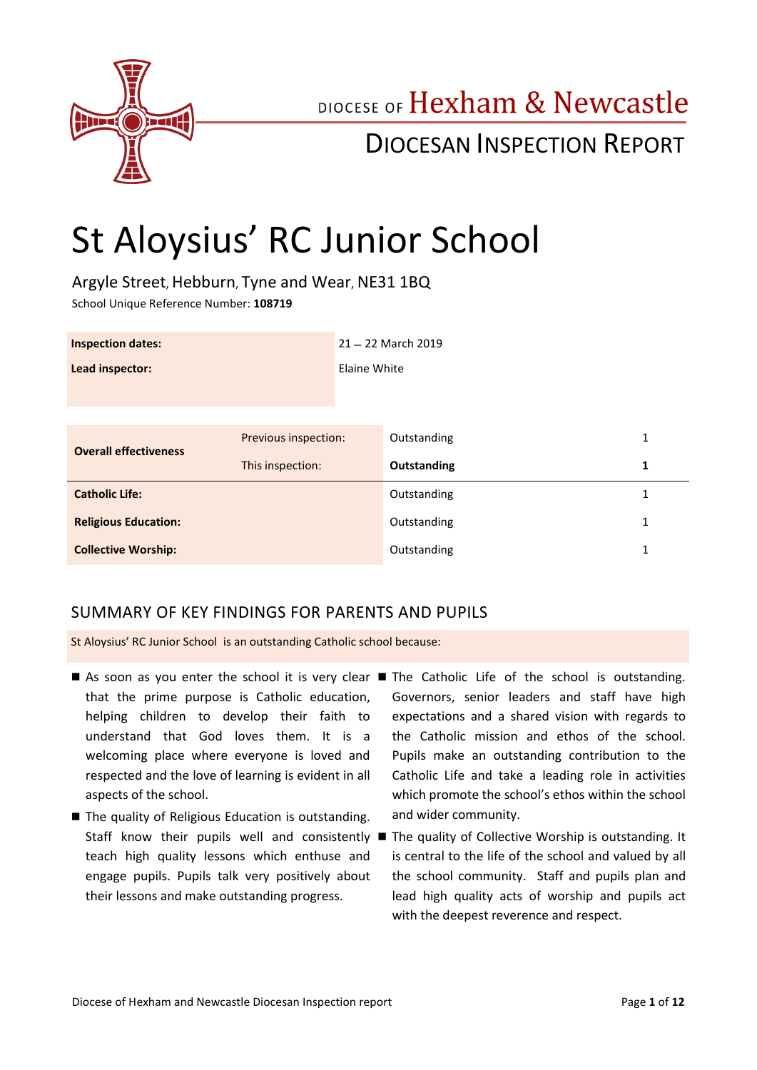DIOCESE OF Hexham & Newcastle

DIOCESAN INSPECTION REPORT

# St Aloysius' RC Junior School

Argyle Street, Hebburn, Tyne and Wear, NE31 1BQ

School Unique Reference Number: **108719**

| | |
|---|---|
| **Inspection dates:** | 21 – 22 March 2019 |
| **Lead inspector:** | Elaine White |

| | | | |
|---|---|---|---|
| **Overall effectiveness** | Previous inspection: | Outstanding | 1 |
| | This inspection: | **Outstanding** | **1** |
| **Catholic Life:** | | Outstanding | 1 |
| **Religious Education:** | | Outstanding | 1 |
| **Collective Worship:** | | Outstanding | 1 |

## SUMMARY OF KEY FINDINGS FOR PARENTS AND PUPILS

St Aloysius' RC Junior School is an outstanding Catholic school because:

- As soon as you enter the school it is very clear that the prime purpose is Catholic education, helping children to develop their faith to understand that God loves them. It is a welcoming place where everyone is loved and respected and the love of learning is evident in all aspects of the school.
- The quality of Religious Education is outstanding. Staff know their pupils well and consistently teach high quality lessons which enthuse and engage pupils. Pupils talk very positively about their lessons and make outstanding progress.
- The Catholic Life of the school is outstanding. Governors, senior leaders and staff have high expectations and a shared vision with regards to the Catholic mission and ethos of the school. Pupils make an outstanding contribution to the Catholic Life and take a leading role in activities which promote the school's ethos within the school and wider community.
- The quality of Collective Worship is outstanding. It is central to the life of the school and valued by all the school community. Staff and pupils plan and lead high quality acts of worship and pupils act with the deepest reverence and respect.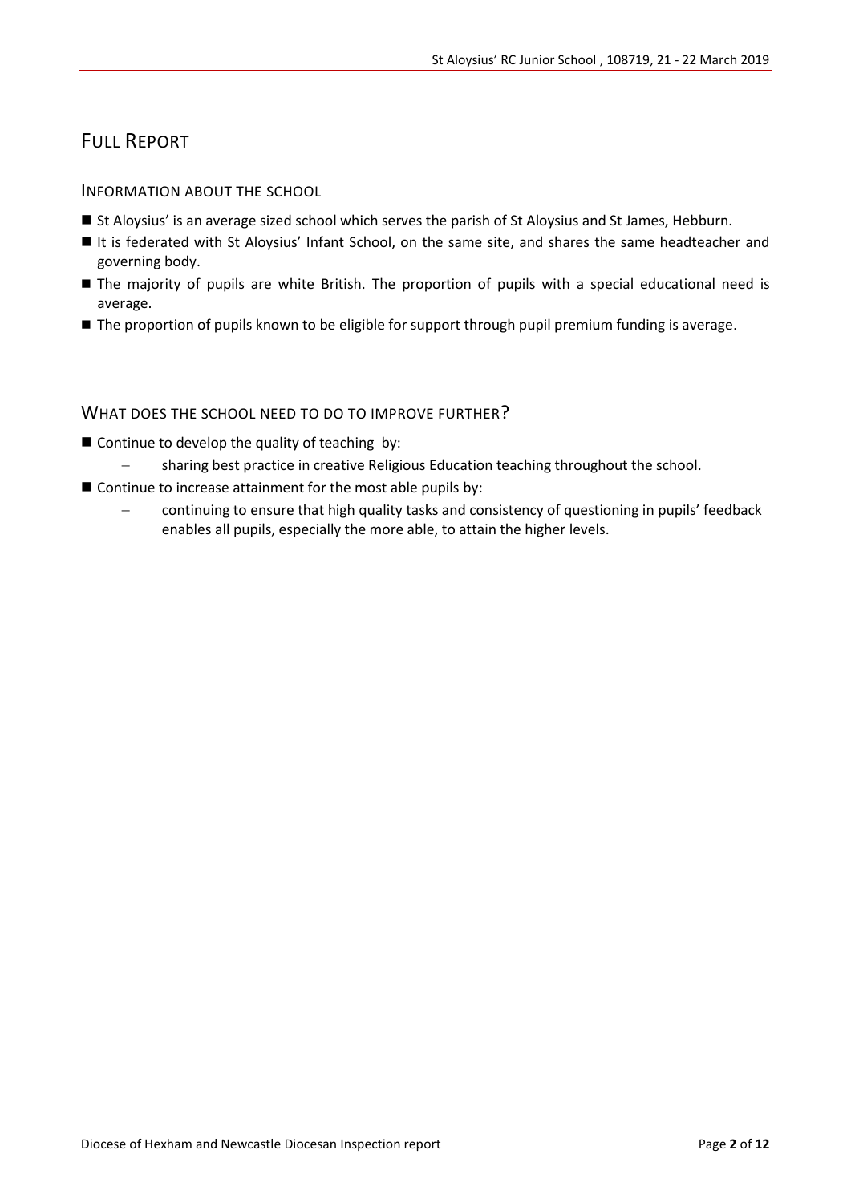# Full Report

## Information about the school

- St Aloysius' is an average sized school which serves the parish of St Aloysius and St James, Hebburn.
- It is federated with St Aloysius' Infant School, on the same site, and shares the same headteacher and governing body.
- The majority of pupils are white British. The proportion of pupils with a special educational need is average.
- The proportion of pupils known to be eligible for support through pupil premium funding is average.

## What does the school need to do to improve further?

- Continue to develop the quality of teaching by:
  - sharing best practice in creative Religious Education teaching throughout the school.
- Continue to increase attainment for the most able pupils by:
  - continuing to ensure that high quality tasks and consistency of questioning in pupils' feedback enables all pupils, especially the more able, to attain the higher levels.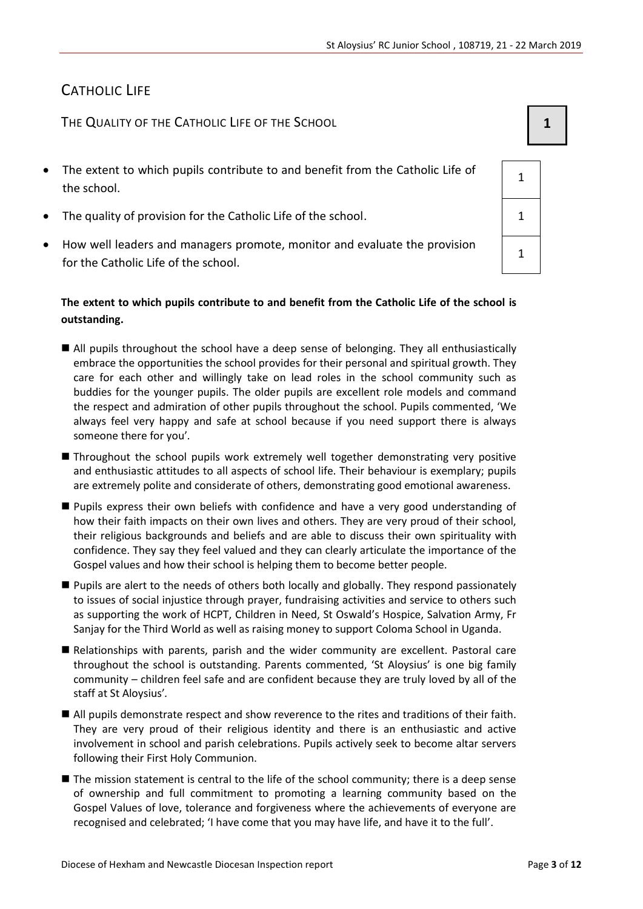## CATHOLIC LIFE

### THE QUALITY OF THE CATHOLIC LIFE OF THE SCHOOL — 1

| | |
|---|---|
| The extent to which pupils contribute to and benefit from the Catholic Life of the school. | 1 |
| The quality of provision for the Catholic Life of the school. | 1 |
| How well leaders and managers promote, monitor and evaluate the provision for the Catholic Life of the school. | 1 |

**The extent to which pupils contribute to and benefit from the Catholic Life of the school is outstanding.**

- All pupils throughout the school have a deep sense of belonging. They all enthusiastically embrace the opportunities the school provides for their personal and spiritual growth. They care for each other and willingly take on lead roles in the school community such as buddies for the younger pupils. The older pupils are excellent role models and command the respect and admiration of other pupils throughout the school. Pupils commented, 'We always feel very happy and safe at school because if you need support there is always someone there for you'.
- Throughout the school pupils work extremely well together demonstrating very positive and enthusiastic attitudes to all aspects of school life. Their behaviour is exemplary; pupils are extremely polite and considerate of others, demonstrating good emotional awareness.
- Pupils express their own beliefs with confidence and have a very good understanding of how their faith impacts on their own lives and others. They are very proud of their school, their religious backgrounds and beliefs and are able to discuss their own spirituality with confidence. They say they feel valued and they can clearly articulate the importance of the Gospel values and how their school is helping them to become better people.
- Pupils are alert to the needs of others both locally and globally. They respond passionately to issues of social injustice through prayer, fundraising activities and service to others such as supporting the work of HCPT, Children in Need, St Oswald's Hospice, Salvation Army, Fr Sanjay for the Third World as well as raising money to support Coloma School in Uganda.
- Relationships with parents, parish and the wider community are excellent. Pastoral care throughout the school is outstanding. Parents commented, 'St Aloysius' is one big family community – children feel safe and are confident because they are truly loved by all of the staff at St Aloysius'.
- All pupils demonstrate respect and show reverence to the rites and traditions of their faith. They are very proud of their religious identity and there is an enthusiastic and active involvement in school and parish celebrations. Pupils actively seek to become altar servers following their First Holy Communion.
- The mission statement is central to the life of the school community; there is a deep sense of ownership and full commitment to promoting a learning community based on the Gospel Values of love, tolerance and forgiveness where the achievements of everyone are recognised and celebrated; 'I have come that you may have life, and have it to the full'.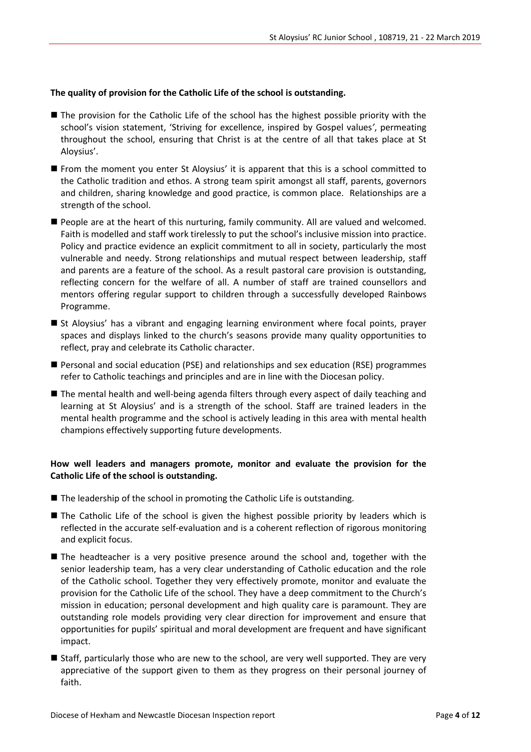**The quality of provision for the Catholic Life of the school is outstanding.**

- The provision for the Catholic Life of the school has the highest possible priority with the school's vision statement, 'Striving for excellence, inspired by Gospel values', permeating throughout the school, ensuring that Christ is at the centre of all that takes place at St Aloysius'.
- From the moment you enter St Aloysius' it is apparent that this is a school committed to the Catholic tradition and ethos. A strong team spirit amongst all staff, parents, governors and children, sharing knowledge and good practice, is common place. Relationships are a strength of the school.
- People are at the heart of this nurturing, family community. All are valued and welcomed. Faith is modelled and staff work tirelessly to put the school's inclusive mission into practice. Policy and practice evidence an explicit commitment to all in society, particularly the most vulnerable and needy. Strong relationships and mutual respect between leadership, staff and parents are a feature of the school. As a result pastoral care provision is outstanding, reflecting concern for the welfare of all. A number of staff are trained counsellors and mentors offering regular support to children through a successfully developed Rainbows Programme.
- St Aloysius' has a vibrant and engaging learning environment where focal points, prayer spaces and displays linked to the church's seasons provide many quality opportunities to reflect, pray and celebrate its Catholic character.
- Personal and social education (PSE) and relationships and sex education (RSE) programmes refer to Catholic teachings and principles and are in line with the Diocesan policy.
- The mental health and well-being agenda filters through every aspect of daily teaching and learning at St Aloysius' and is a strength of the school. Staff are trained leaders in the mental health programme and the school is actively leading in this area with mental health champions effectively supporting future developments.

**How well leaders and managers promote, monitor and evaluate the provision for the Catholic Life of the school is outstanding.**

- The leadership of the school in promoting the Catholic Life is outstanding.
- The Catholic Life of the school is given the highest possible priority by leaders which is reflected in the accurate self-evaluation and is a coherent reflection of rigorous monitoring and explicit focus.
- The headteacher is a very positive presence around the school and, together with the senior leadership team, has a very clear understanding of Catholic education and the role of the Catholic school. Together they very effectively promote, monitor and evaluate the provision for the Catholic Life of the school. They have a deep commitment to the Church's mission in education; personal development and high quality care is paramount. They are outstanding role models providing very clear direction for improvement and ensure that opportunities for pupils' spiritual and moral development are frequent and have significant impact.
- Staff, particularly those who are new to the school, are very well supported. They are very appreciative of the support given to them as they progress on their personal journey of faith.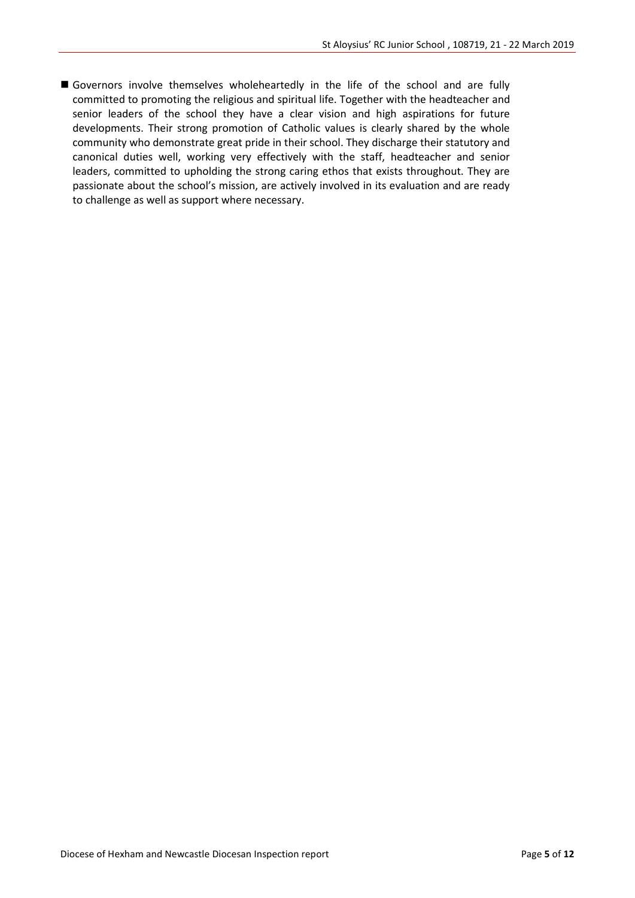- Governors involve themselves wholeheartedly in the life of the school and are fully committed to promoting the religious and spiritual life. Together with the headteacher and senior leaders of the school they have a clear vision and high aspirations for future developments. Their strong promotion of Catholic values is clearly shared by the whole community who demonstrate great pride in their school. They discharge their statutory and canonical duties well, working very effectively with the staff, headteacher and senior leaders, committed to upholding the strong caring ethos that exists throughout. They are passionate about the school's mission, are actively involved in its evaluation and are ready to challenge as well as support where necessary.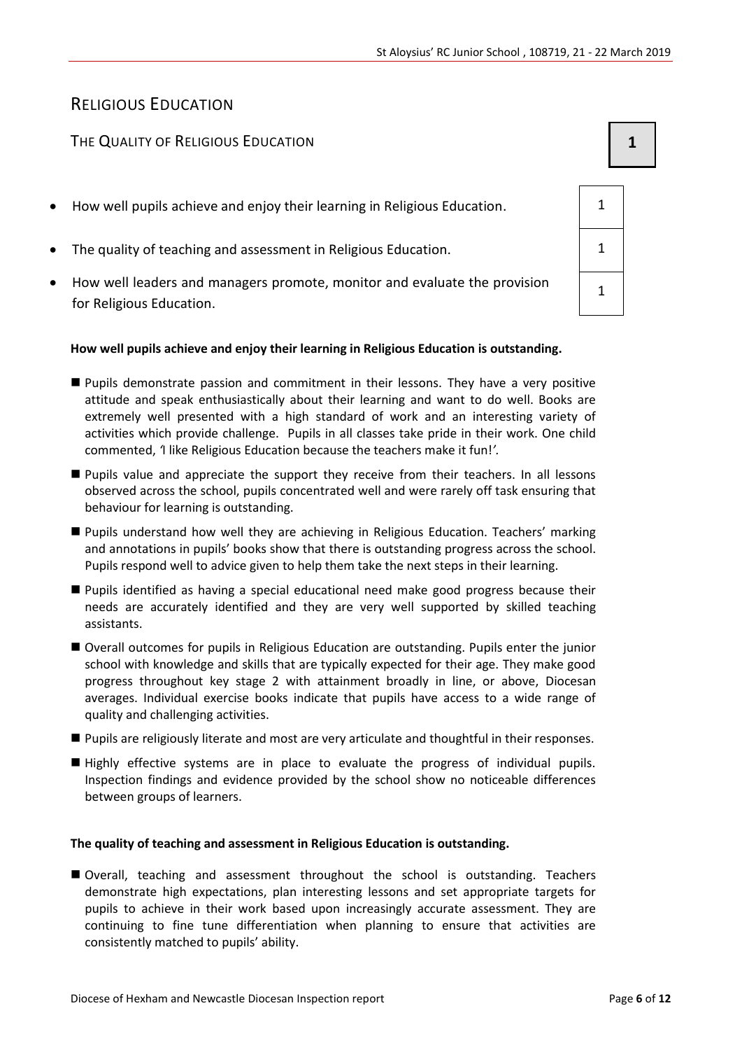# Religious Education

## The Quality of Religious Education

**1**

| | |
|---|---|
| How well pupils achieve and enjoy their learning in Religious Education. | 1 |
| The quality of teaching and assessment in Religious Education. | 1 |
| How well leaders and managers promote, monitor and evaluate the provision for Religious Education. | 1 |

**How well pupils achieve and enjoy their learning in Religious Education is outstanding.**

- Pupils demonstrate passion and commitment in their lessons. They have a very positive attitude and speak enthusiastically about their learning and want to do well. Books are extremely well presented with a high standard of work and an interesting variety of activities which provide challenge. Pupils in all classes take pride in their work. One child commented, *'I like Religious Education because the teachers make it fun!'.*
- Pupils value and appreciate the support they receive from their teachers. In all lessons observed across the school, pupils concentrated well and were rarely off task ensuring that behaviour for learning is outstanding.
- Pupils understand how well they are achieving in Religious Education. Teachers' marking and annotations in pupils' books show that there is outstanding progress across the school. Pupils respond well to advice given to help them take the next steps in their learning.
- Pupils identified as having a special educational need make good progress because their needs are accurately identified and they are very well supported by skilled teaching assistants.
- Overall outcomes for pupils in Religious Education are outstanding. Pupils enter the junior school with knowledge and skills that are typically expected for their age. They make good progress throughout key stage 2 with attainment broadly in line, or above, Diocesan averages. Individual exercise books indicate that pupils have access to a wide range of quality and challenging activities.
- Pupils are religiously literate and most are very articulate and thoughtful in their responses.
- Highly effective systems are in place to evaluate the progress of individual pupils. Inspection findings and evidence provided by the school show no noticeable differences between groups of learners.

**The quality of teaching and assessment in Religious Education is outstanding.**

- Overall, teaching and assessment throughout the school is outstanding. Teachers demonstrate high expectations, plan interesting lessons and set appropriate targets for pupils to achieve in their work based upon increasingly accurate assessment. They are continuing to fine tune differentiation when planning to ensure that activities are consistently matched to pupils' ability.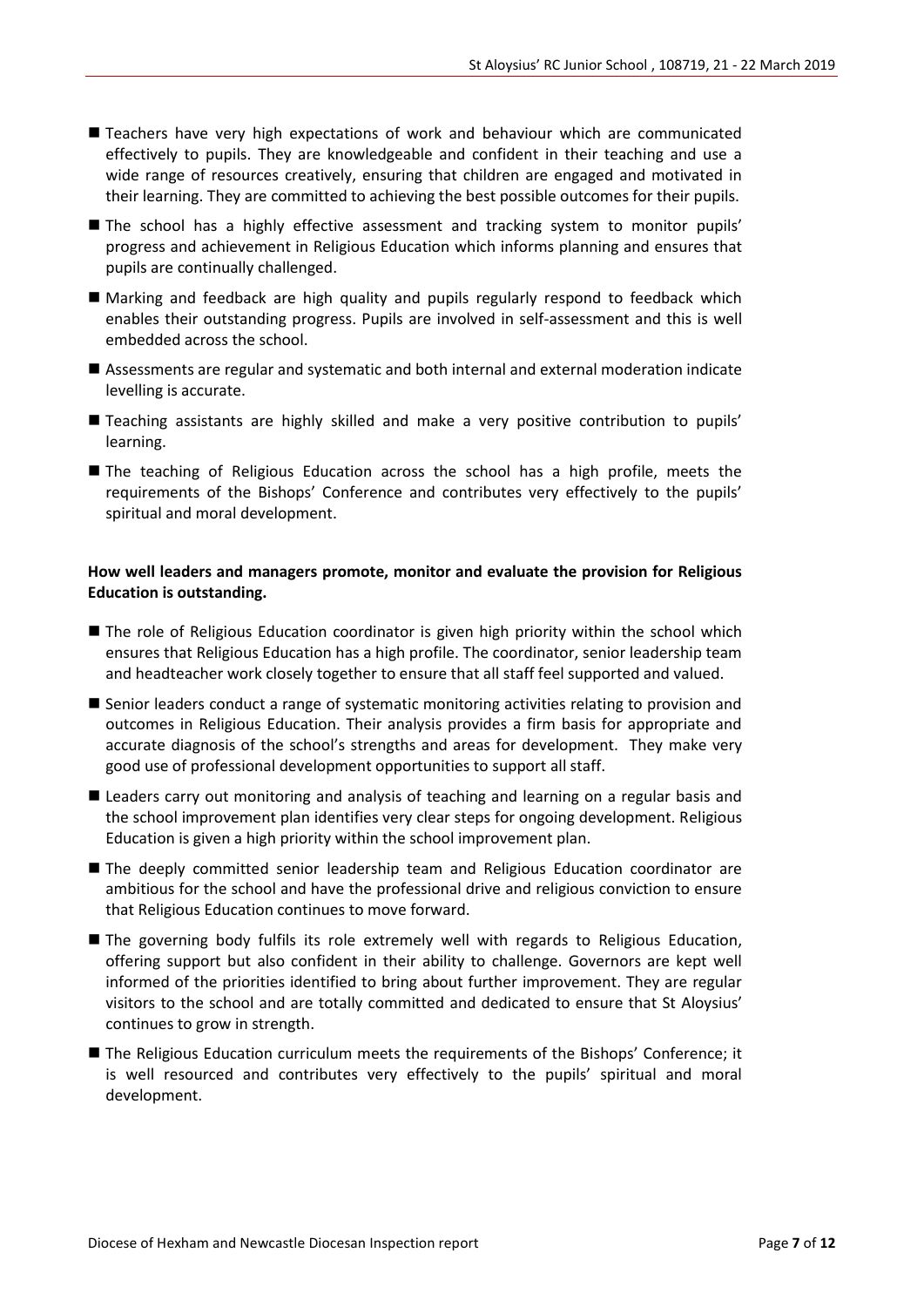- Teachers have very high expectations of work and behaviour which are communicated effectively to pupils. They are knowledgeable and confident in their teaching and use a wide range of resources creatively, ensuring that children are engaged and motivated in their learning. They are committed to achieving the best possible outcomes for their pupils.
- The school has a highly effective assessment and tracking system to monitor pupils' progress and achievement in Religious Education which informs planning and ensures that pupils are continually challenged.
- Marking and feedback are high quality and pupils regularly respond to feedback which enables their outstanding progress. Pupils are involved in self-assessment and this is well embedded across the school.
- Assessments are regular and systematic and both internal and external moderation indicate levelling is accurate.
- Teaching assistants are highly skilled and make a very positive contribution to pupils' learning.
- The teaching of Religious Education across the school has a high profile, meets the requirements of the Bishops' Conference and contributes very effectively to the pupils' spiritual and moral development.

**How well leaders and managers promote, monitor and evaluate the provision for Religious Education is outstanding.**

- The role of Religious Education coordinator is given high priority within the school which ensures that Religious Education has a high profile. The coordinator, senior leadership team and headteacher work closely together to ensure that all staff feel supported and valued.
- Senior leaders conduct a range of systematic monitoring activities relating to provision and outcomes in Religious Education. Their analysis provides a firm basis for appropriate and accurate diagnosis of the school's strengths and areas for development. They make very good use of professional development opportunities to support all staff.
- Leaders carry out monitoring and analysis of teaching and learning on a regular basis and the school improvement plan identifies very clear steps for ongoing development. Religious Education is given a high priority within the school improvement plan.
- The deeply committed senior leadership team and Religious Education coordinator are ambitious for the school and have the professional drive and religious conviction to ensure that Religious Education continues to move forward.
- The governing body fulfils its role extremely well with regards to Religious Education, offering support but also confident in their ability to challenge. Governors are kept well informed of the priorities identified to bring about further improvement. They are regular visitors to the school and are totally committed and dedicated to ensure that St Aloysius' continues to grow in strength.
- The Religious Education curriculum meets the requirements of the Bishops' Conference; it is well resourced and contributes very effectively to the pupils' spiritual and moral development.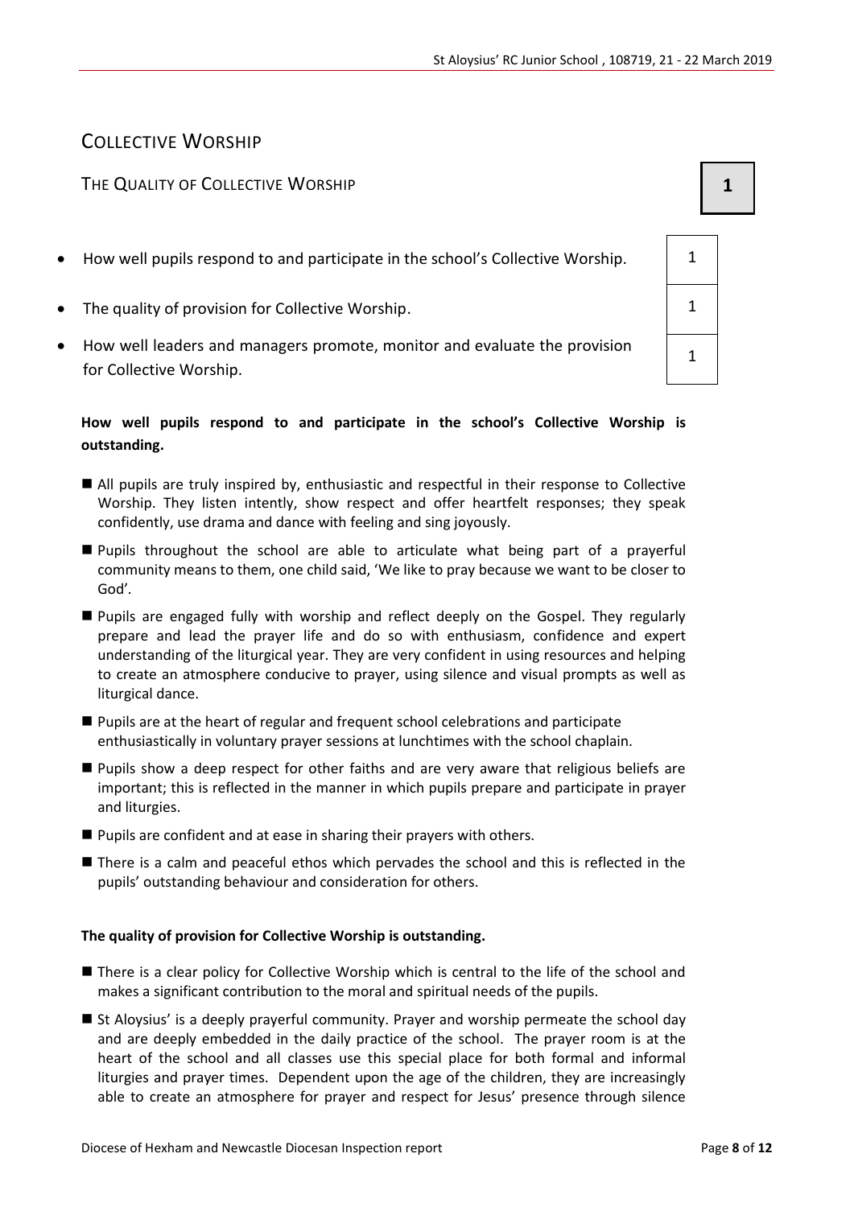## COLLECTIVE WORSHIP

### THE QUALITY OF COLLECTIVE WORSHIP

**1**

| | |
|---|---|
| How well pupils respond to and participate in the school's Collective Worship. | 1 |
| The quality of provision for Collective Worship. | 1 |
| How well leaders and managers promote, monitor and evaluate the provision for Collective Worship. | 1 |

**How well pupils respond to and participate in the school's Collective Worship is outstanding.**

- All pupils are truly inspired by, enthusiastic and respectful in their response to Collective Worship. They listen intently, show respect and offer heartfelt responses; they speak confidently, use drama and dance with feeling and sing joyously.
- Pupils throughout the school are able to articulate what being part of a prayerful community means to them, one child said, 'We like to pray because we want to be closer to God'.
- Pupils are engaged fully with worship and reflect deeply on the Gospel. They regularly prepare and lead the prayer life and do so with enthusiasm, confidence and expert understanding of the liturgical year. They are very confident in using resources and helping to create an atmosphere conducive to prayer, using silence and visual prompts as well as liturgical dance.
- Pupils are at the heart of regular and frequent school celebrations and participate enthusiastically in voluntary prayer sessions at lunchtimes with the school chaplain.
- Pupils show a deep respect for other faiths and are very aware that religious beliefs are important; this is reflected in the manner in which pupils prepare and participate in prayer and liturgies.
- Pupils are confident and at ease in sharing their prayers with others.
- There is a calm and peaceful ethos which pervades the school and this is reflected in the pupils' outstanding behaviour and consideration for others.

**The quality of provision for Collective Worship is outstanding.**

- There is a clear policy for Collective Worship which is central to the life of the school and makes a significant contribution to the moral and spiritual needs of the pupils.
- St Aloysius' is a deeply prayerful community. Prayer and worship permeate the school day and are deeply embedded in the daily practice of the school. The prayer room is at the heart of the school and all classes use this special place for both formal and informal liturgies and prayer times. Dependent upon the age of the children, they are increasingly able to create an atmosphere for prayer and respect for Jesus' presence through silence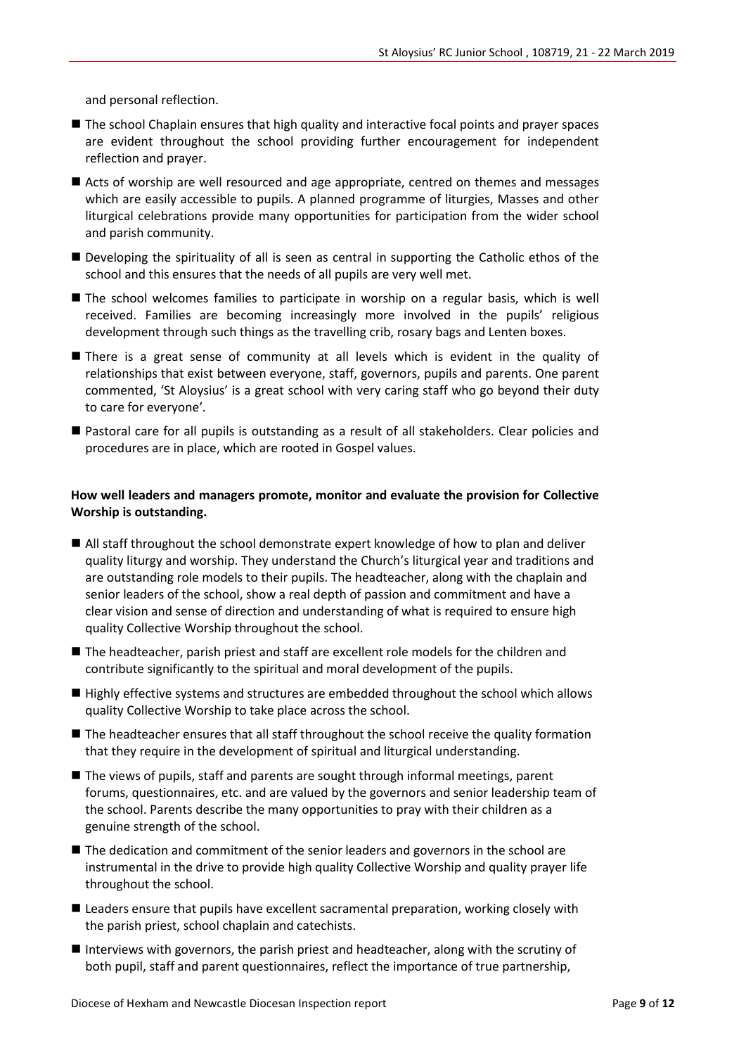and personal reflection.

- The school Chaplain ensures that high quality and interactive focal points and prayer spaces are evident throughout the school providing further encouragement for independent reflection and prayer.
- Acts of worship are well resourced and age appropriate, centred on themes and messages which are easily accessible to pupils. A planned programme of liturgies, Masses and other liturgical celebrations provide many opportunities for participation from the wider school and parish community.
- Developing the spirituality of all is seen as central in supporting the Catholic ethos of the school and this ensures that the needs of all pupils are very well met.
- The school welcomes families to participate in worship on a regular basis, which is well received. Families are becoming increasingly more involved in the pupils' religious development through such things as the travelling crib, rosary bags and Lenten boxes.
- There is a great sense of community at all levels which is evident in the quality of relationships that exist between everyone, staff, governors, pupils and parents. One parent commented, 'St Aloysius' is a great school with very caring staff who go beyond their duty to care for everyone'.
- Pastoral care for all pupils is outstanding as a result of all stakeholders. Clear policies and procedures are in place, which are rooted in Gospel values.

**How well leaders and managers promote, monitor and evaluate the provision for Collective Worship is outstanding.**

- All staff throughout the school demonstrate expert knowledge of how to plan and deliver quality liturgy and worship. They understand the Church's liturgical year and traditions and are outstanding role models to their pupils. The headteacher, along with the chaplain and senior leaders of the school, show a real depth of passion and commitment and have a clear vision and sense of direction and understanding of what is required to ensure high quality Collective Worship throughout the school.
- The headteacher, parish priest and staff are excellent role models for the children and contribute significantly to the spiritual and moral development of the pupils.
- Highly effective systems and structures are embedded throughout the school which allows quality Collective Worship to take place across the school.
- The headteacher ensures that all staff throughout the school receive the quality formation that they require in the development of spiritual and liturgical understanding.
- The views of pupils, staff and parents are sought through informal meetings, parent forums, questionnaires, etc. and are valued by the governors and senior leadership team of the school. Parents describe the many opportunities to pray with their children as a genuine strength of the school.
- The dedication and commitment of the senior leaders and governors in the school are instrumental in the drive to provide high quality Collective Worship and quality prayer life throughout the school.
- Leaders ensure that pupils have excellent sacramental preparation, working closely with the parish priest, school chaplain and catechists.
- Interviews with governors, the parish priest and headteacher, along with the scrutiny of both pupil, staff and parent questionnaires, reflect the importance of true partnership,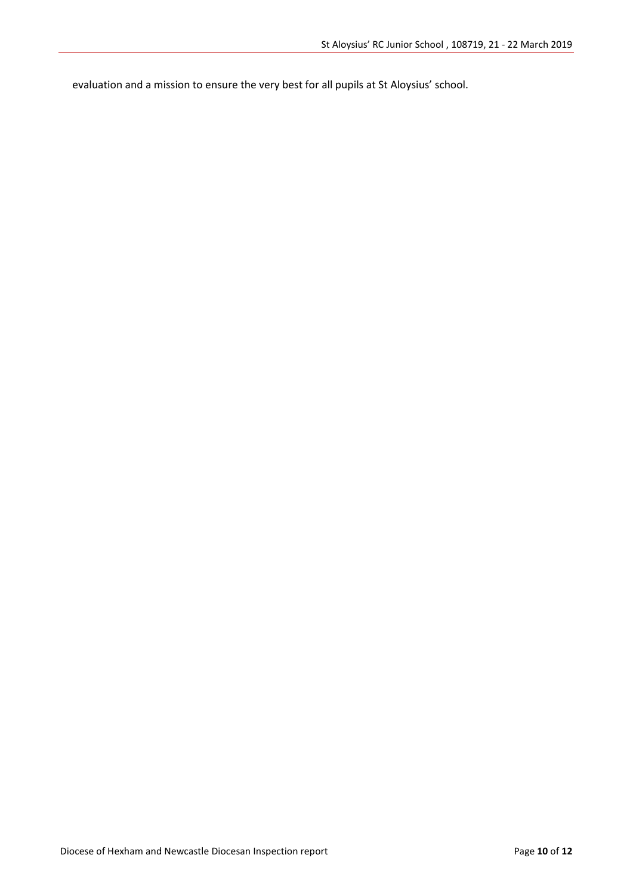evaluation and a mission to ensure the very best for all pupils at St Aloysius' school.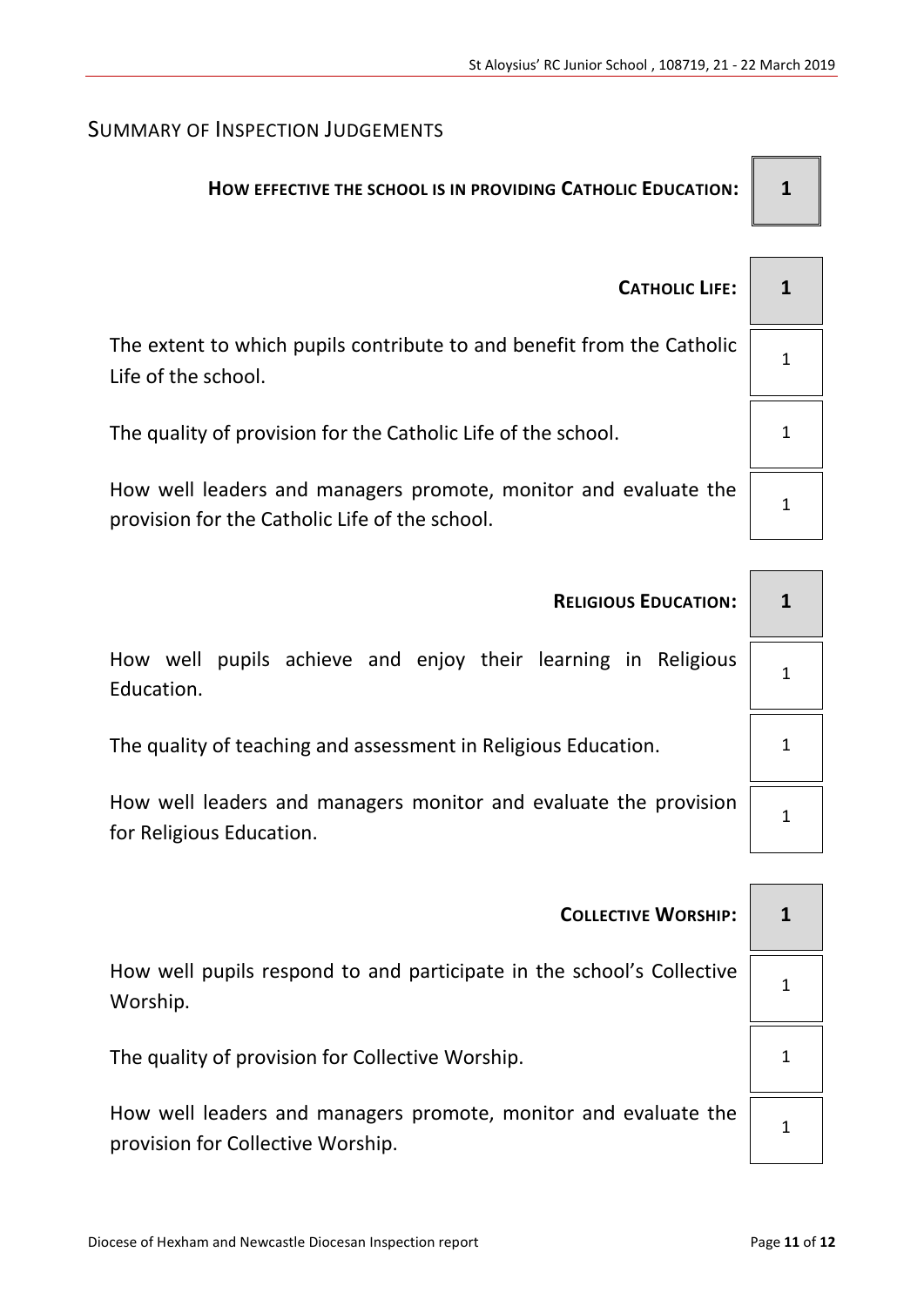## Summary of Inspection Judgements

| | |
|---|---|
| **How effective the school is in providing Catholic Education:** | **1** |
| | |
| **Catholic Life:** | **1** |
| The extent to which pupils contribute to and benefit from the Catholic Life of the school. | 1 |
| The quality of provision for the Catholic Life of the school. | 1 |
| How well leaders and managers promote, monitor and evaluate the provision for the Catholic Life of the school. | 1 |
| | |
| **Religious Education:** | **1** |
| How well pupils achieve and enjoy their learning in Religious Education. | 1 |
| The quality of teaching and assessment in Religious Education. | 1 |
| How well leaders and managers monitor and evaluate the provision for Religious Education. | 1 |
| | |
| **Collective Worship:** | **1** |
| How well pupils respond to and participate in the school's Collective Worship. | 1 |
| The quality of provision for Collective Worship. | 1 |
| How well leaders and managers promote, monitor and evaluate the provision for Collective Worship. | 1 |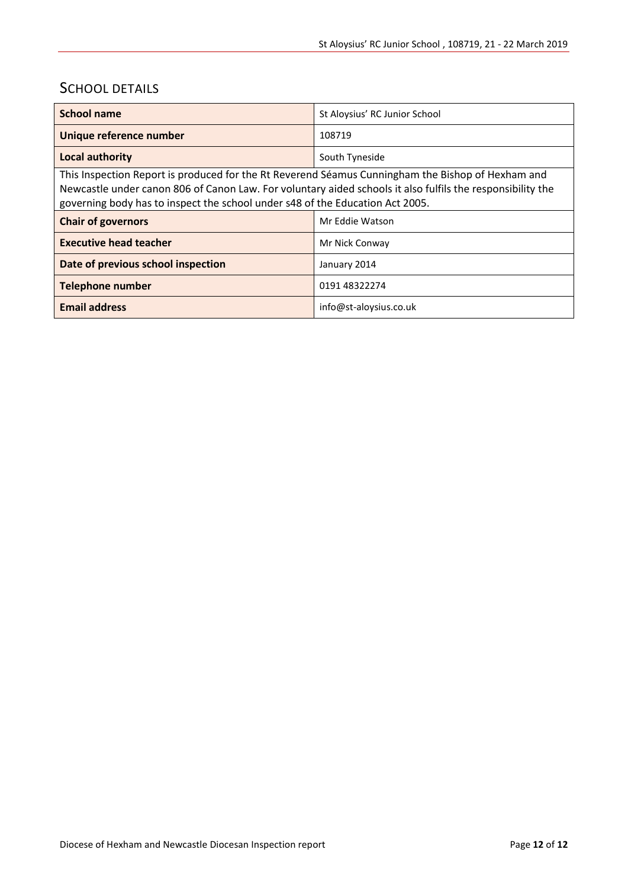## SCHOOL DETAILS

| | |
|---|---|
| **School name** | St Aloysius' RC Junior School |
| **Unique reference number** | 108719 |
| **Local authority** | South Tyneside |
| This Inspection Report is produced for the Rt Reverend Séamus Cunningham the Bishop of Hexham and Newcastle under canon 806 of Canon Law. For voluntary aided schools it also fulfils the responsibility the governing body has to inspect the school under s48 of the Education Act 2005. | |
| **Chair of governors** | Mr Eddie Watson |
| **Executive head teacher** | Mr Nick Conway |
| **Date of previous school inspection** | January 2014 |
| **Telephone number** | 0191 48322274 |
| **Email address** | info@st-aloysius.co.uk |